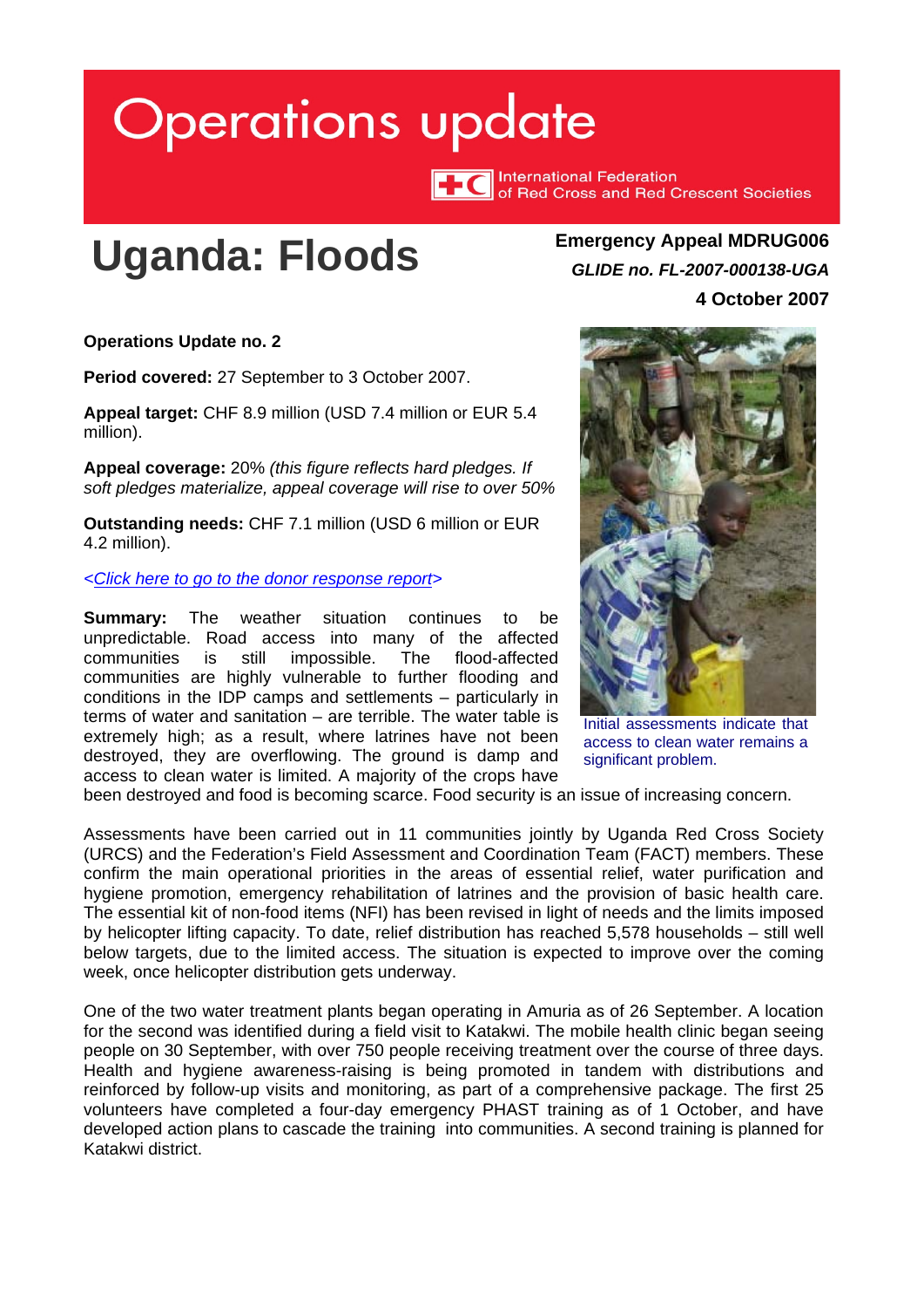# Operations update

International Federation of Red Cross and Red Crescent Societies

# Uganda: Floods

**Emergency Appeal MDRUG006**
***GLIDE no. FL-2007-000138-UGA***
**4 October 2007**

**Operations Update no. 2**

**Period covered:** 27 September to 3 October 2007.

**Appeal target:** CHF 8.9 million (USD 7.4 million or EUR 5.4 million).

**Appeal coverage:** 20% *(this figure reflects hard pledges. If soft pledges materialize, appeal coverage will rise to over 50%*

**Outstanding needs:** CHF 7.1 million (USD 6 million or EUR 4.2 million).

*<Click here to go to the donor response report>*

Initial assessments indicate that access to clean water remains a significant problem.

**Summary:** The weather situation continues to be unpredictable. Road access into many of the affected communities is still impossible. The flood-affected communities are highly vulnerable to further flooding and conditions in the IDP camps and settlements – particularly in terms of water and sanitation – are terrible. The water table is extremely high; as a result, where latrines have not been destroyed, they are overflowing. The ground is damp and access to clean water is limited. A majority of the crops have been destroyed and food is becoming scarce. Food security is an issue of increasing concern.

Assessments have been carried out in 11 communities jointly by Uganda Red Cross Society (URCS) and the Federation's Field Assessment and Coordination Team (FACT) members. These confirm the main operational priorities in the areas of essential relief, water purification and hygiene promotion, emergency rehabilitation of latrines and the provision of basic health care. The essential kit of non-food items (NFI) has been revised in light of needs and the limits imposed by helicopter lifting capacity. To date, relief distribution has reached 5,578 households – still well below targets, due to the limited access. The situation is expected to improve over the coming week, once helicopter distribution gets underway.

One of the two water treatment plants began operating in Amuria as of 26 September. A location for the second was identified during a field visit to Katakwi. The mobile health clinic began seeing people on 30 September, with over 750 people receiving treatment over the course of three days. Health and hygiene awareness-raising is being promoted in tandem with distributions and reinforced by follow-up visits and monitoring, as part of a comprehensive package. The first 25 volunteers have completed a four-day emergency PHAST training as of 1 October, and have developed action plans to cascade the training into communities. A second training is planned for Katakwi district.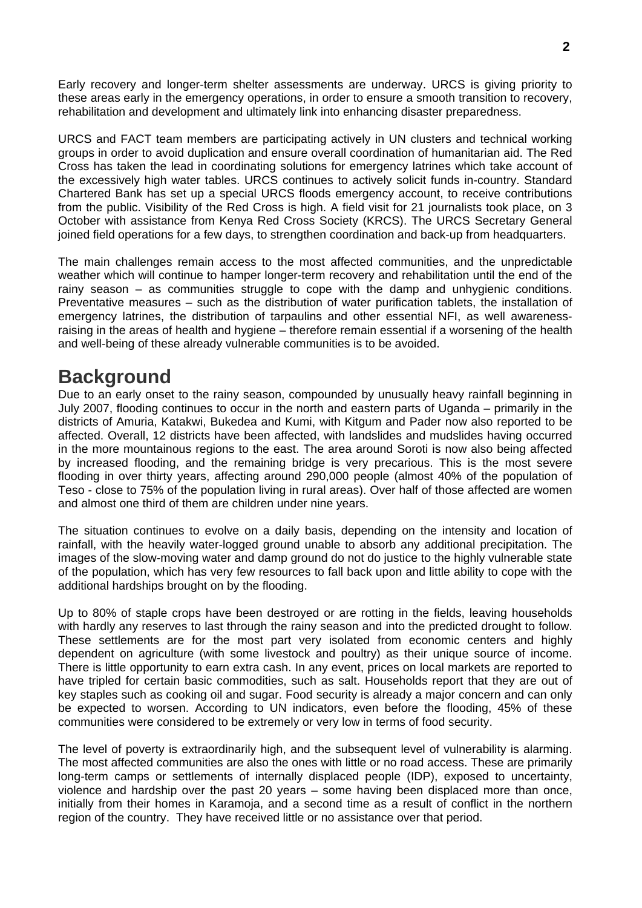Early recovery and longer-term shelter assessments are underway. URCS is giving priority to these areas early in the emergency operations, in order to ensure a smooth transition to recovery, rehabilitation and development and ultimately link into enhancing disaster preparedness.

URCS and FACT team members are participating actively in UN clusters and technical working groups in order to avoid duplication and ensure overall coordination of humanitarian aid. The Red Cross has taken the lead in coordinating solutions for emergency latrines which take account of the excessively high water tables. URCS continues to actively solicit funds in-country. Standard Chartered Bank has set up a special URCS floods emergency account, to receive contributions from the public. Visibility of the Red Cross is high. A field visit for 21 journalists took place, on 3 October with assistance from Kenya Red Cross Society (KRCS). The URCS Secretary General joined field operations for a few days, to strengthen coordination and back-up from headquarters.

The main challenges remain access to the most affected communities, and the unpredictable weather which will continue to hamper longer-term recovery and rehabilitation until the end of the rainy season – as communities struggle to cope with the damp and unhygienic conditions. Preventative measures – such as the distribution of water purification tablets, the installation of emergency latrines, the distribution of tarpaulins and other essential NFI, as well awareness-raising in the areas of health and hygiene – therefore remain essential if a worsening of the health and well-being of these already vulnerable communities is to be avoided.

# Background

Due to an early onset to the rainy season, compounded by unusually heavy rainfall beginning in July 2007, flooding continues to occur in the north and eastern parts of Uganda – primarily in the districts of Amuria, Katakwi, Bukedea and Kumi, with Kitgum and Pader now also reported to be affected. Overall, 12 districts have been affected, with landslides and mudslides having occurred in the more mountainous regions to the east. The area around Soroti is now also being affected by increased flooding, and the remaining bridge is very precarious. This is the most severe flooding in over thirty years, affecting around 290,000 people (almost 40% of the population of Teso - close to 75% of the population living in rural areas). Over half of those affected are women and almost one third of them are children under nine years.

The situation continues to evolve on a daily basis, depending on the intensity and location of rainfall, with the heavily water-logged ground unable to absorb any additional precipitation. The images of the slow-moving water and damp ground do not do justice to the highly vulnerable state of the population, which has very few resources to fall back upon and little ability to cope with the additional hardships brought on by the flooding.

Up to 80% of staple crops have been destroyed or are rotting in the fields, leaving households with hardly any reserves to last through the rainy season and into the predicted drought to follow. These settlements are for the most part very isolated from economic centers and highly dependent on agriculture (with some livestock and poultry) as their unique source of income. There is little opportunity to earn extra cash. In any event, prices on local markets are reported to have tripled for certain basic commodities, such as salt. Households report that they are out of key staples such as cooking oil and sugar. Food security is already a major concern and can only be expected to worsen. According to UN indicators, even before the flooding, 45% of these communities were considered to be extremely or very low in terms of food security.

The level of poverty is extraordinarily high, and the subsequent level of vulnerability is alarming. The most affected communities are also the ones with little or no road access. These are primarily long-term camps or settlements of internally displaced people (IDP), exposed to uncertainty, violence and hardship over the past 20 years – some having been displaced more than once, initially from their homes in Karamoja, and a second time as a result of conflict in the northern region of the country. They have received little or no assistance over that period.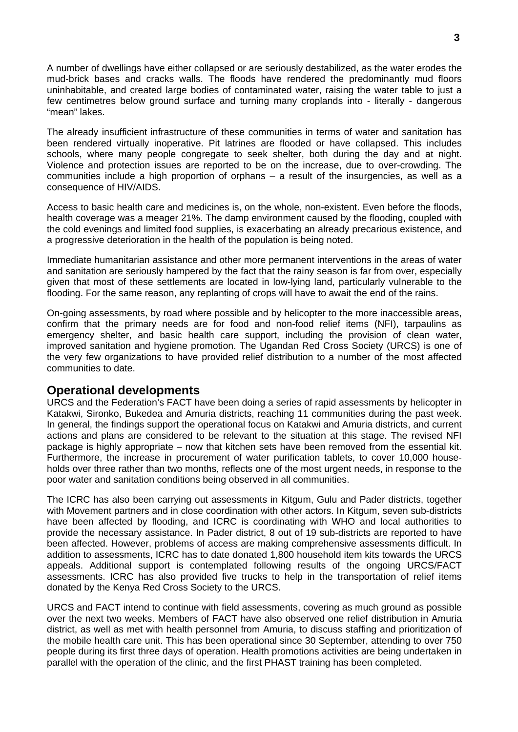A number of dwellings have either collapsed or are seriously destabilized, as the water erodes the mud-brick bases and cracks walls. The floods have rendered the predominantly mud floors uninhabitable, and created large bodies of contaminated water, raising the water table to just a few centimetres below ground surface and turning many croplands into - literally - dangerous "mean" lakes.

The already insufficient infrastructure of these communities in terms of water and sanitation has been rendered virtually inoperative. Pit latrines are flooded or have collapsed. This includes schools, where many people congregate to seek shelter, both during the day and at night. Violence and protection issues are reported to be on the increase, due to over-crowding. The communities include a high proportion of orphans – a result of the insurgencies, as well as a consequence of HIV/AIDS.

Access to basic health care and medicines is, on the whole, non-existent. Even before the floods, health coverage was a meager 21%. The damp environment caused by the flooding, coupled with the cold evenings and limited food supplies, is exacerbating an already precarious existence, and a progressive deterioration in the health of the population is being noted.

Immediate humanitarian assistance and other more permanent interventions in the areas of water and sanitation are seriously hampered by the fact that the rainy season is far from over, especially given that most of these settlements are located in low-lying land, particularly vulnerable to the flooding. For the same reason, any replanting of crops will have to await the end of the rains.

On-going assessments, by road where possible and by helicopter to the more inaccessible areas, confirm that the primary needs are for food and non-food relief items (NFI), tarpaulins as emergency shelter, and basic health care support, including the provision of clean water, improved sanitation and hygiene promotion. The Ugandan Red Cross Society (URCS) is one of the very few organizations to have provided relief distribution to a number of the most affected communities to date.

## Operational developments

URCS and the Federation's FACT have been doing a series of rapid assessments by helicopter in Katakwi, Sironko, Bukedea and Amuria districts, reaching 11 communities during the past week. In general, the findings support the operational focus on Katakwi and Amuria districts, and current actions and plans are considered to be relevant to the situation at this stage. The revised NFI package is highly appropriate – now that kitchen sets have been removed from the essential kit. Furthermore, the increase in procurement of water purification tablets, to cover 10,000 house-holds over three rather than two months, reflects one of the most urgent needs, in response to the poor water and sanitation conditions being observed in all communities.

The ICRC has also been carrying out assessments in Kitgum, Gulu and Pader districts, together with Movement partners and in close coordination with other actors. In Kitgum, seven sub-districts have been affected by flooding, and ICRC is coordinating with WHO and local authorities to provide the necessary assistance. In Pader district, 8 out of 19 sub-districts are reported to have been affected. However, problems of access are making comprehensive assessments difficult. In addition to assessments, ICRC has to date donated 1,800 household item kits towards the URCS appeals. Additional support is contemplated following results of the ongoing URCS/FACT assessments. ICRC has also provided five trucks to help in the transportation of relief items donated by the Kenya Red Cross Society to the URCS.

URCS and FACT intend to continue with field assessments, covering as much ground as possible over the next two weeks. Members of FACT have also observed one relief distribution in Amuria district, as well as met with health personnel from Amuria, to discuss staffing and prioritization of the mobile health care unit. This has been operational since 30 September, attending to over 750 people during its first three days of operation. Health promotions activities are being undertaken in parallel with the operation of the clinic, and the first PHAST training has been completed.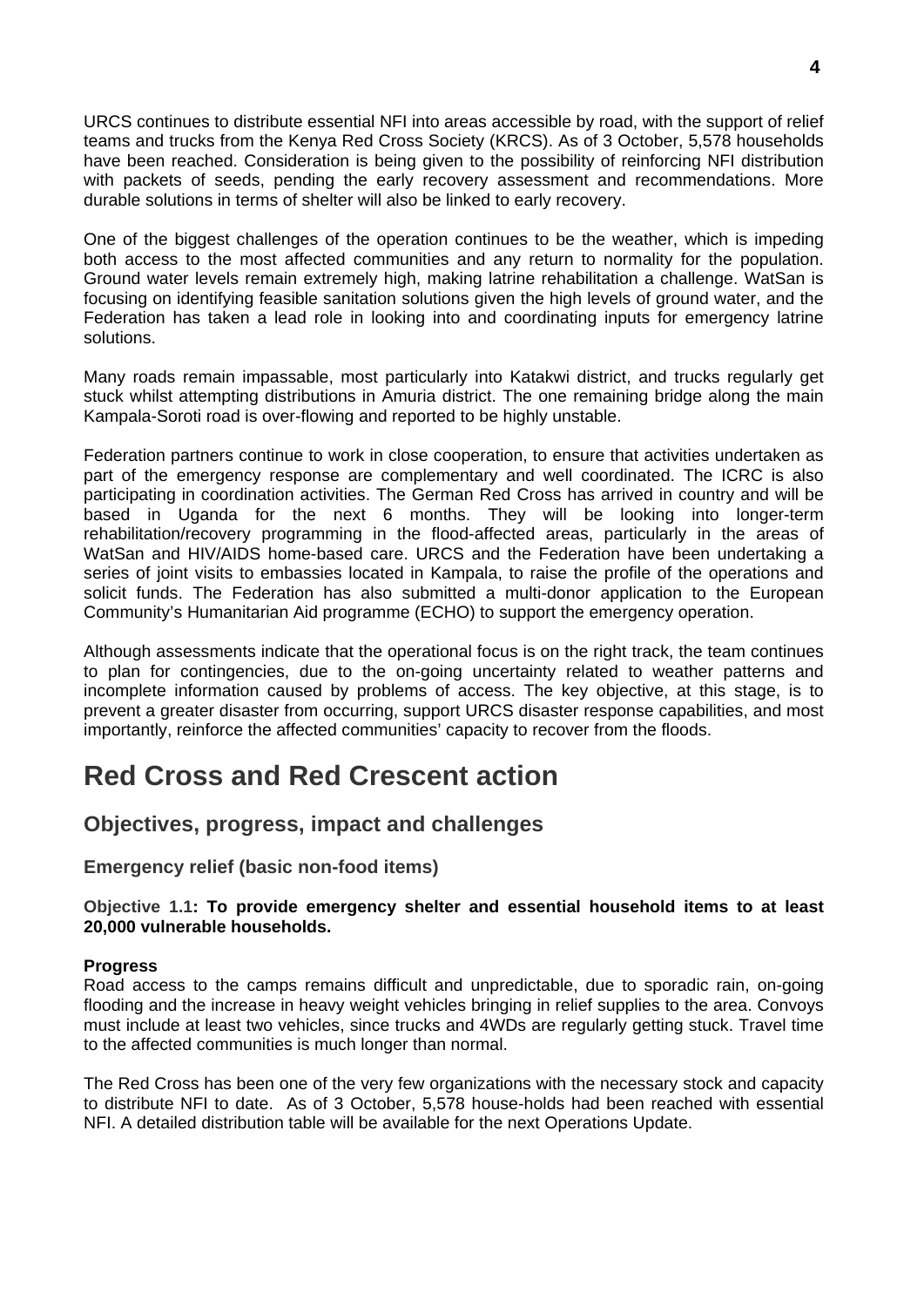URCS continues to distribute essential NFI into areas accessible by road, with the support of relief teams and trucks from the Kenya Red Cross Society (KRCS). As of 3 October, 5,578 households have been reached. Consideration is being given to the possibility of reinforcing NFI distribution with packets of seeds, pending the early recovery assessment and recommendations. More durable solutions in terms of shelter will also be linked to early recovery.

One of the biggest challenges of the operation continues to be the weather, which is impeding both access to the most affected communities and any return to normality for the population. Ground water levels remain extremely high, making latrine rehabilitation a challenge. WatSan is focusing on identifying feasible sanitation solutions given the high levels of ground water, and the Federation has taken a lead role in looking into and coordinating inputs for emergency latrine solutions.

Many roads remain impassable, most particularly into Katakwi district, and trucks regularly get stuck whilst attempting distributions in Amuria district. The one remaining bridge along the main Kampala-Soroti road is over-flowing and reported to be highly unstable.

Federation partners continue to work in close cooperation, to ensure that activities undertaken as part of the emergency response are complementary and well coordinated. The ICRC is also participating in coordination activities. The German Red Cross has arrived in country and will be based in Uganda for the next 6 months. They will be looking into longer-term rehabilitation/recovery programming in the flood-affected areas, particularly in the areas of WatSan and HIV/AIDS home-based care. URCS and the Federation have been undertaking a series of joint visits to embassies located in Kampala, to raise the profile of the operations and solicit funds. The Federation has also submitted a multi-donor application to the European Community's Humanitarian Aid programme (ECHO) to support the emergency operation.

Although assessments indicate that the operational focus is on the right track, the team continues to plan for contingencies, due to the on-going uncertainty related to weather patterns and incomplete information caused by problems of access. The key objective, at this stage, is to prevent a greater disaster from occurring, support URCS disaster response capabilities, and most importantly, reinforce the affected communities' capacity to recover from the floods.

# Red Cross and Red Crescent action

## Objectives, progress, impact and challenges

### Emergency relief (basic non-food items)

**Objective 1.1: To provide emergency shelter and essential household items to at least 20,000 vulnerable households.**

**Progress**

Road access to the camps remains difficult and unpredictable, due to sporadic rain, on-going flooding and the increase in heavy weight vehicles bringing in relief supplies to the area. Convoys must include at least two vehicles, since trucks and 4WDs are regularly getting stuck. Travel time to the affected communities is much longer than normal.

The Red Cross has been one of the very few organizations with the necessary stock and capacity to distribute NFI to date. As of 3 October, 5,578 house-holds had been reached with essential NFI. A detailed distribution table will be available for the next Operations Update.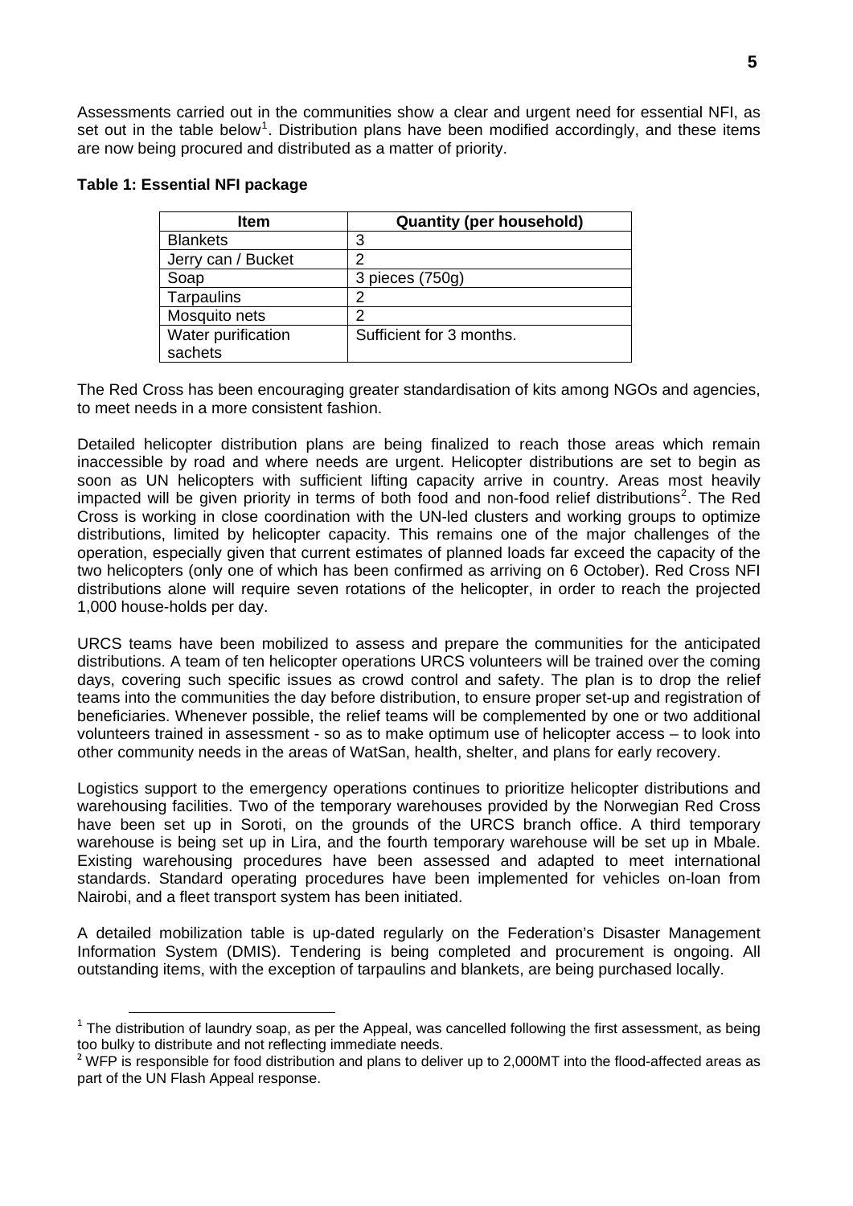Assessments carried out in the communities show a clear and urgent need for essential NFI, as set out in the table below[1]. Distribution plans have been modified accordingly, and these items are now being procured and distributed as a matter of priority.

**Table 1: Essential NFI package**

| Item | Quantity (per household) |
| --- | --- |
| Blankets | 3 |
| Jerry can / Bucket | 2 |
| Soap | 3 pieces (750g) |
| Tarpaulins | 2 |
| Mosquito nets | 2 |
| Water purification sachets | Sufficient for 3 months. |

The Red Cross has been encouraging greater standardisation of kits among NGOs and agencies, to meet needs in a more consistent fashion.

Detailed helicopter distribution plans are being finalized to reach those areas which remain inaccessible by road and where needs are urgent. Helicopter distributions are set to begin as soon as UN helicopters with sufficient lifting capacity arrive in country. Areas most heavily impacted will be given priority in terms of both food and non-food relief distributions[2]. The Red Cross is working in close coordination with the UN-led clusters and working groups to optimize distributions, limited by helicopter capacity. This remains one of the major challenges of the operation, especially given that current estimates of planned loads far exceed the capacity of the two helicopters (only one of which has been confirmed as arriving on 6 October). Red Cross NFI distributions alone will require seven rotations of the helicopter, in order to reach the projected 1,000 house-holds per day.

URCS teams have been mobilized to assess and prepare the communities for the anticipated distributions. A team of ten helicopter operations URCS volunteers will be trained over the coming days, covering such specific issues as crowd control and safety. The plan is to drop the relief teams into the communities the day before distribution, to ensure proper set-up and registration of beneficiaries. Whenever possible, the relief teams will be complemented by one or two additional volunteers trained in assessment - so as to make optimum use of helicopter access – to look into other community needs in the areas of WatSan, health, shelter, and plans for early recovery.

Logistics support to the emergency operations continues to prioritize helicopter distributions and warehousing facilities. Two of the temporary warehouses provided by the Norwegian Red Cross have been set up in Soroti, on the grounds of the URCS branch office. A third temporary warehouse is being set up in Lira, and the fourth temporary warehouse will be set up in Mbale. Existing warehousing procedures have been assessed and adapted to meet international standards. Standard operating procedures have been implemented for vehicles on-loan from Nairobi, and a fleet transport system has been initiated.

A detailed mobilization table is up-dated regularly on the Federation's Disaster Management Information System (DMIS). Tendering is being completed and procurement is ongoing. All outstanding items, with the exception of tarpaulins and blankets, are being purchased locally.

---

[1] The distribution of laundry soap, as per the Appeal, was cancelled following the first assessment, as being too bulky to distribute and not reflecting immediate needs.

[2] WFP is responsible for food distribution and plans to deliver up to 2,000MT into the flood-affected areas as part of the UN Flash Appeal response.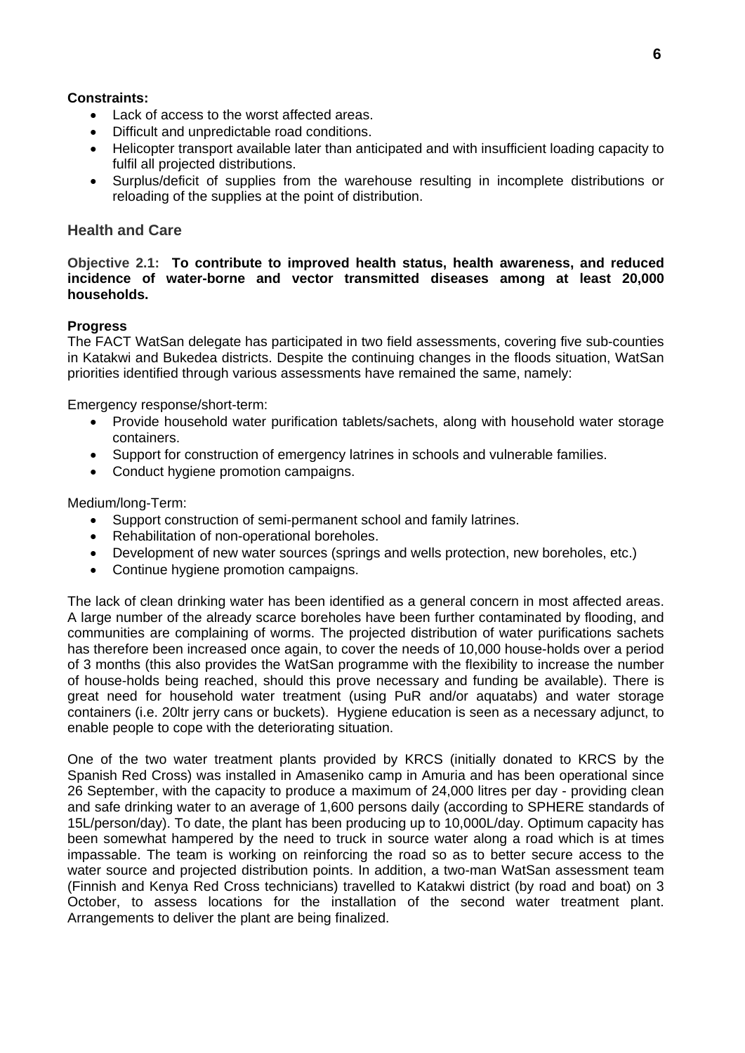**Constraints:**

- Lack of access to the worst affected areas.
- Difficult and unpredictable road conditions.
- Helicopter transport available later than anticipated and with insufficient loading capacity to fulfil all projected distributions.
- Surplus/deficit of supplies from the warehouse resulting in incomplete distributions or reloading of the supplies at the point of distribution.

## Health and Care

**Objective 2.1: To contribute to improved health status, health awareness, and reduced incidence of water-borne and vector transmitted diseases among at least 20,000 households.**

**Progress**

The FACT WatSan delegate has participated in two field assessments, covering five sub-counties in Katakwi and Bukedea districts. Despite the continuing changes in the floods situation, WatSan priorities identified through various assessments have remained the same, namely:

Emergency response/short-term:

- Provide household water purification tablets/sachets, along with household water storage containers.
- Support for construction of emergency latrines in schools and vulnerable families.
- Conduct hygiene promotion campaigns.

Medium/long-Term:

- Support construction of semi-permanent school and family latrines.
- Rehabilitation of non-operational boreholes.
- Development of new water sources (springs and wells protection, new boreholes, etc.)
- Continue hygiene promotion campaigns.

The lack of clean drinking water has been identified as a general concern in most affected areas. A large number of the already scarce boreholes have been further contaminated by flooding, and communities are complaining of worms. The projected distribution of water purifications sachets has therefore been increased once again, to cover the needs of 10,000 house-holds over a period of 3 months (this also provides the WatSan programme with the flexibility to increase the number of house-holds being reached, should this prove necessary and funding be available). There is great need for household water treatment (using PuR and/or aquatabs) and water storage containers (i.e. 20ltr jerry cans or buckets). Hygiene education is seen as a necessary adjunct, to enable people to cope with the deteriorating situation.

One of the two water treatment plants provided by KRCS (initially donated to KRCS by the Spanish Red Cross) was installed in Amaseniko camp in Amuria and has been operational since 26 September, with the capacity to produce a maximum of 24,000 litres per day - providing clean and safe drinking water to an average of 1,600 persons daily (according to SPHERE standards of 15L/person/day). To date, the plant has been producing up to 10,000L/day. Optimum capacity has been somewhat hampered by the need to truck in source water along a road which is at times impassable. The team is working on reinforcing the road so as to better secure access to the water source and projected distribution points. In addition, a two-man WatSan assessment team (Finnish and Kenya Red Cross technicians) travelled to Katakwi district (by road and boat) on 3 October, to assess locations for the installation of the second water treatment plant. Arrangements to deliver the plant are being finalized.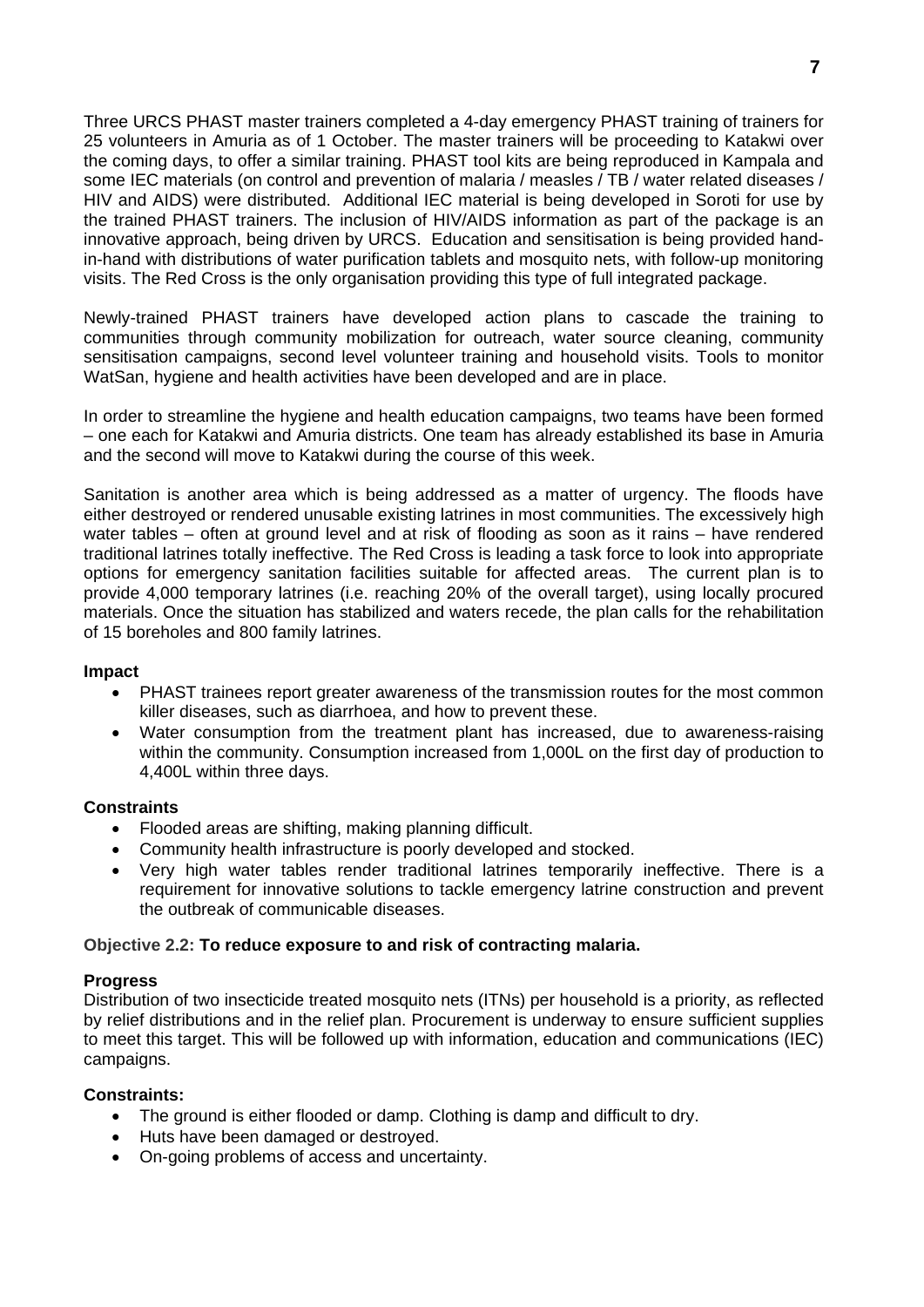Three URCS PHAST master trainers completed a 4-day emergency PHAST training of trainers for 25 volunteers in Amuria as of 1 October. The master trainers will be proceeding to Katakwi over the coming days, to offer a similar training. PHAST tool kits are being reproduced in Kampala and some IEC materials (on control and prevention of malaria / measles / TB / water related diseases / HIV and AIDS) were distributed. Additional IEC material is being developed in Soroti for use by the trained PHAST trainers. The inclusion of HIV/AIDS information as part of the package is an innovative approach, being driven by URCS. Education and sensitisation is being provided hand-in-hand with distributions of water purification tablets and mosquito nets, with follow-up monitoring visits. The Red Cross is the only organisation providing this type of full integrated package.

Newly-trained PHAST trainers have developed action plans to cascade the training to communities through community mobilization for outreach, water source cleaning, community sensitisation campaigns, second level volunteer training and household visits. Tools to monitor WatSan, hygiene and health activities have been developed and are in place.

In order to streamline the hygiene and health education campaigns, two teams have been formed – one each for Katakwi and Amuria districts. One team has already established its base in Amuria and the second will move to Katakwi during the course of this week.

Sanitation is another area which is being addressed as a matter of urgency. The floods have either destroyed or rendered unusable existing latrines in most communities. The excessively high water tables – often at ground level and at risk of flooding as soon as it rains – have rendered traditional latrines totally ineffective. The Red Cross is leading a task force to look into appropriate options for emergency sanitation facilities suitable for affected areas. The current plan is to provide 4,000 temporary latrines (i.e. reaching 20% of the overall target), using locally procured materials. Once the situation has stabilized and waters recede, the plan calls for the rehabilitation of 15 boreholes and 800 family latrines.

**Impact**

- PHAST trainees report greater awareness of the transmission routes for the most common killer diseases, such as diarrhoea, and how to prevent these.
- Water consumption from the treatment plant has increased, due to awareness-raising within the community. Consumption increased from 1,000L on the first day of production to 4,400L within three days.

**Constraints**

- Flooded areas are shifting, making planning difficult.
- Community health infrastructure is poorly developed and stocked.
- Very high water tables render traditional latrines temporarily ineffective. There is a requirement for innovative solutions to tackle emergency latrine construction and prevent the outbreak of communicable diseases.

**Objective 2.2: To reduce exposure to and risk of contracting malaria.**

**Progress**

Distribution of two insecticide treated mosquito nets (ITNs) per household is a priority, as reflected by relief distributions and in the relief plan. Procurement is underway to ensure sufficient supplies to meet this target. This will be followed up with information, education and communications (IEC) campaigns.

**Constraints:**

- The ground is either flooded or damp. Clothing is damp and difficult to dry.
- Huts have been damaged or destroyed.
- On-going problems of access and uncertainty.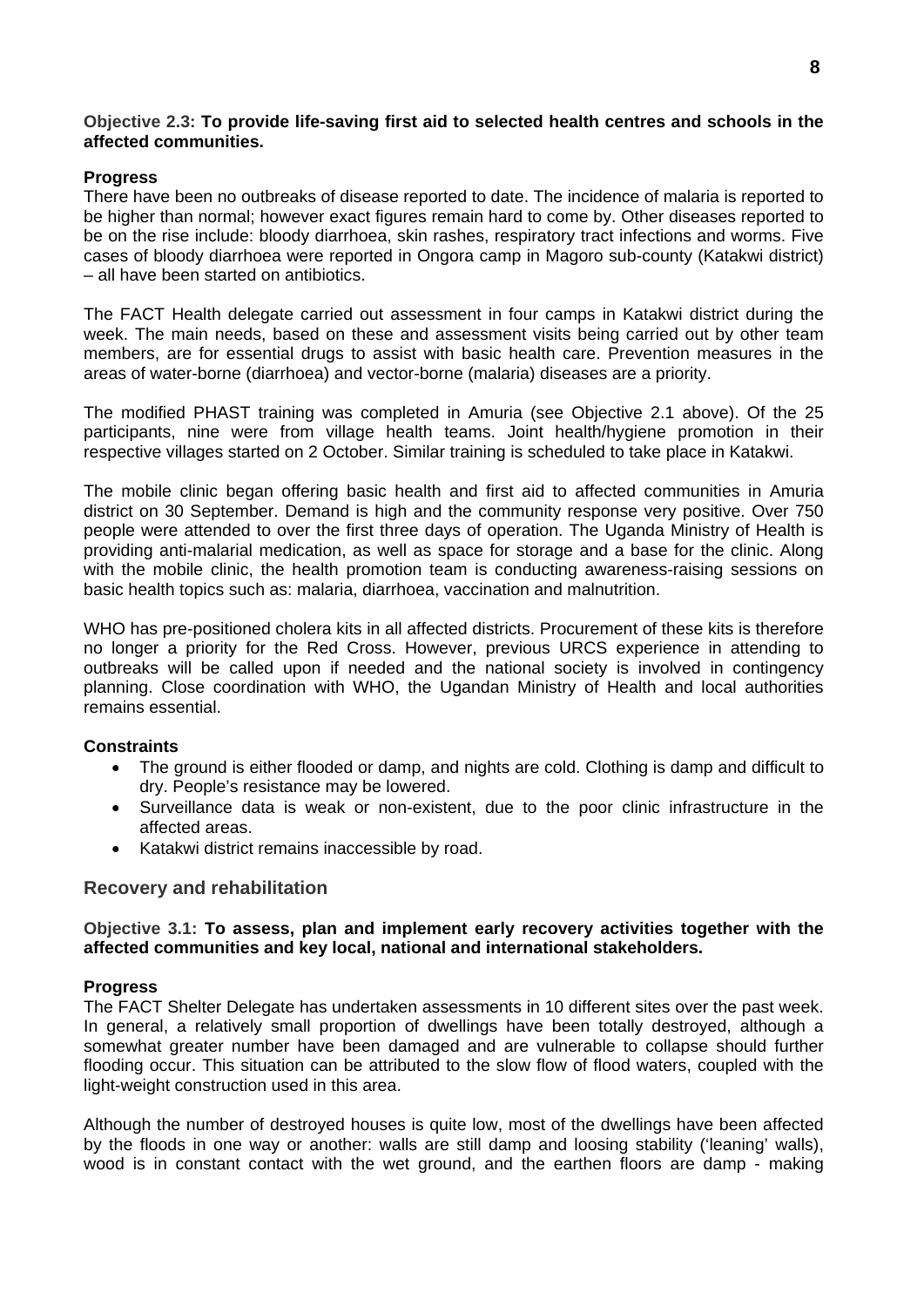**Objective 2.3: To provide life-saving first aid to selected health centres and schools in the affected communities.**

**Progress**

There have been no outbreaks of disease reported to date. The incidence of malaria is reported to be higher than normal; however exact figures remain hard to come by. Other diseases reported to be on the rise include: bloody diarrhoea, skin rashes, respiratory tract infections and worms. Five cases of bloody diarrhoea were reported in Ongora camp in Magoro sub-county (Katakwi district) – all have been started on antibiotics.

The FACT Health delegate carried out assessment in four camps in Katakwi district during the week. The main needs, based on these and assessment visits being carried out by other team members, are for essential drugs to assist with basic health care. Prevention measures in the areas of water-borne (diarrhoea) and vector-borne (malaria) diseases are a priority.

The modified PHAST training was completed in Amuria (see Objective 2.1 above). Of the 25 participants, nine were from village health teams. Joint health/hygiene promotion in their respective villages started on 2 October. Similar training is scheduled to take place in Katakwi.

The mobile clinic began offering basic health and first aid to affected communities in Amuria district on 30 September. Demand is high and the community response very positive. Over 750 people were attended to over the first three days of operation. The Uganda Ministry of Health is providing anti-malarial medication, as well as space for storage and a base for the clinic. Along with the mobile clinic, the health promotion team is conducting awareness-raising sessions on basic health topics such as: malaria, diarrhoea, vaccination and malnutrition.

WHO has pre-positioned cholera kits in all affected districts. Procurement of these kits is therefore no longer a priority for the Red Cross. However, previous URCS experience in attending to outbreaks will be called upon if needed and the national society is involved in contingency planning. Close coordination with WHO, the Ugandan Ministry of Health and local authorities remains essential.

**Constraints**

- The ground is either flooded or damp, and nights are cold. Clothing is damp and difficult to dry. People's resistance may be lowered.
- Surveillance data is weak or non-existent, due to the poor clinic infrastructure in the affected areas.
- Katakwi district remains inaccessible by road.

## Recovery and rehabilitation

**Objective 3.1: To assess, plan and implement early recovery activities together with the affected communities and key local, national and international stakeholders.**

**Progress**

The FACT Shelter Delegate has undertaken assessments in 10 different sites over the past week. In general, a relatively small proportion of dwellings have been totally destroyed, although a somewhat greater number have been damaged and are vulnerable to collapse should further flooding occur. This situation can be attributed to the slow flow of flood waters, coupled with the light-weight construction used in this area.

Although the number of destroyed houses is quite low, most of the dwellings have been affected by the floods in one way or another: walls are still damp and loosing stability ('leaning' walls), wood is in constant contact with the wet ground, and the earthen floors are damp - making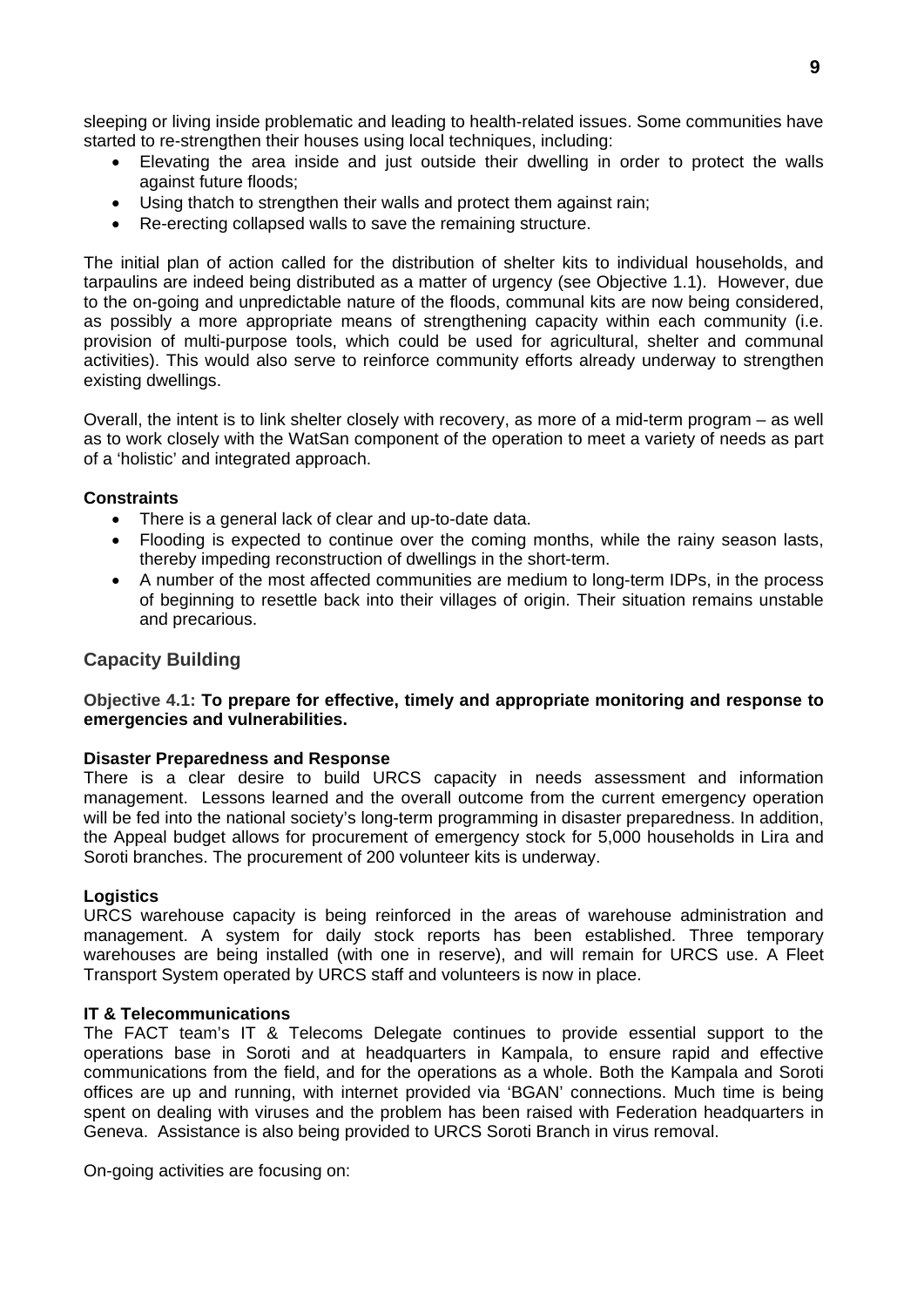sleeping or living inside problematic and leading to health-related issues. Some communities have started to re-strengthen their houses using local techniques, including:

- Elevating the area inside and just outside their dwelling in order to protect the walls against future floods;
- Using thatch to strengthen their walls and protect them against rain;
- Re-erecting collapsed walls to save the remaining structure.

The initial plan of action called for the distribution of shelter kits to individual households, and tarpaulins are indeed being distributed as a matter of urgency (see Objective 1.1). However, due to the on-going and unpredictable nature of the floods, communal kits are now being considered, as possibly a more appropriate means of strengthening capacity within each community (i.e. provision of multi-purpose tools, which could be used for agricultural, shelter and communal activities). This would also serve to reinforce community efforts already underway to strengthen existing dwellings.

Overall, the intent is to link shelter closely with recovery, as more of a mid-term program – as well as to work closely with the WatSan component of the operation to meet a variety of needs as part of a 'holistic' and integrated approach.

**Constraints**

- There is a general lack of clear and up-to-date data.
- Flooding is expected to continue over the coming months, while the rainy season lasts, thereby impeding reconstruction of dwellings in the short-term.
- A number of the most affected communities are medium to long-term IDPs, in the process of beginning to resettle back into their villages of origin. Their situation remains unstable and precarious.

## Capacity Building

**Objective 4.1: To prepare for effective, timely and appropriate monitoring and response to emergencies and vulnerabilities.**

**Disaster Preparedness and Response**

There is a clear desire to build URCS capacity in needs assessment and information management. Lessons learned and the overall outcome from the current emergency operation will be fed into the national society's long-term programming in disaster preparedness. In addition, the Appeal budget allows for procurement of emergency stock for 5,000 households in Lira and Soroti branches. The procurement of 200 volunteer kits is underway.

**Logistics**

URCS warehouse capacity is being reinforced in the areas of warehouse administration and management. A system for daily stock reports has been established. Three temporary warehouses are being installed (with one in reserve), and will remain for URCS use. A Fleet Transport System operated by URCS staff and volunteers is now in place.

**IT & Telecommunications**

The FACT team's IT & Telecoms Delegate continues to provide essential support to the operations base in Soroti and at headquarters in Kampala, to ensure rapid and effective communications from the field, and for the operations as a whole. Both the Kampala and Soroti offices are up and running, with internet provided via 'BGAN' connections. Much time is being spent on dealing with viruses and the problem has been raised with Federation headquarters in Geneva. Assistance is also being provided to URCS Soroti Branch in virus removal.

On-going activities are focusing on: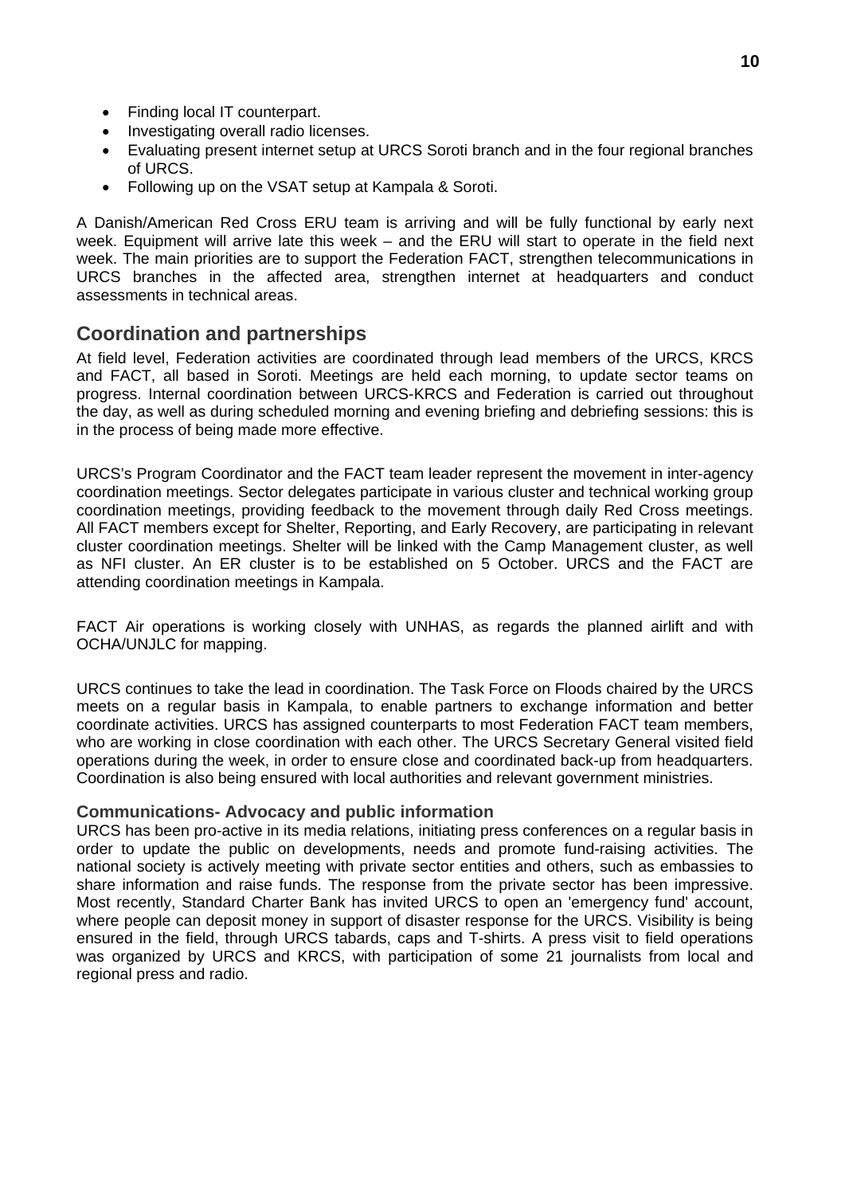- Finding local IT counterpart.
- Investigating overall radio licenses.
- Evaluating present internet setup at URCS Soroti branch and in the four regional branches of URCS.
- Following up on the VSAT setup at Kampala & Soroti.

A Danish/American Red Cross ERU team is arriving and will be fully functional by early next week. Equipment will arrive late this week – and the ERU will start to operate in the field next week. The main priorities are to support the Federation FACT, strengthen telecommunications in URCS branches in the affected area, strengthen internet at headquarters and conduct assessments in technical areas.

## Coordination and partnerships

At field level, Federation activities are coordinated through lead members of the URCS, KRCS and FACT, all based in Soroti. Meetings are held each morning, to update sector teams on progress. Internal coordination between URCS-KRCS and Federation is carried out throughout the day, as well as during scheduled morning and evening briefing and debriefing sessions: this is in the process of being made more effective.

URCS's Program Coordinator and the FACT team leader represent the movement in inter-agency coordination meetings. Sector delegates participate in various cluster and technical working group coordination meetings, providing feedback to the movement through daily Red Cross meetings. All FACT members except for Shelter, Reporting, and Early Recovery, are participating in relevant cluster coordination meetings. Shelter will be linked with the Camp Management cluster, as well as NFI cluster. An ER cluster is to be established on 5 October. URCS and the FACT are attending coordination meetings in Kampala.

FACT Air operations is working closely with UNHAS, as regards the planned airlift and with OCHA/UNJLC for mapping.

URCS continues to take the lead in coordination. The Task Force on Floods chaired by the URCS meets on a regular basis in Kampala, to enable partners to exchange information and better coordinate activities. URCS has assigned counterparts to most Federation FACT team members, who are working in close coordination with each other. The URCS Secretary General visited field operations during the week, in order to ensure close and coordinated back-up from headquarters. Coordination is also being ensured with local authorities and relevant government ministries.

### Communications- Advocacy and public information

URCS has been pro-active in its media relations, initiating press conferences on a regular basis in order to update the public on developments, needs and promote fund-raising activities. The national society is actively meeting with private sector entities and others, such as embassies to share information and raise funds. The response from the private sector has been impressive. Most recently, Standard Charter Bank has invited URCS to open an 'emergency fund' account, where people can deposit money in support of disaster response for the URCS. Visibility is being ensured in the field, through URCS tabards, caps and T-shirts. A press visit to field operations was organized by URCS and KRCS, with participation of some 21 journalists from local and regional press and radio.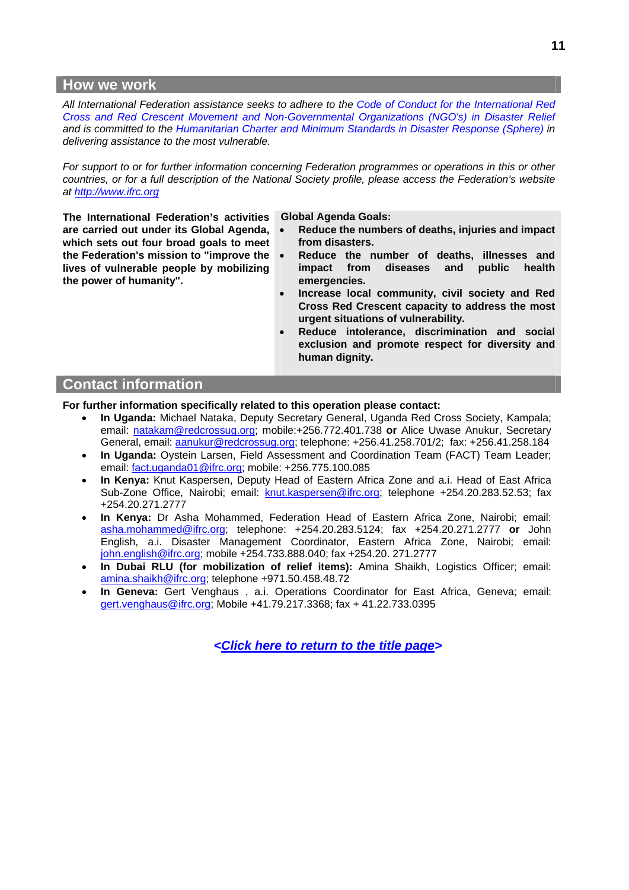## How we work

*All International Federation assistance seeks to adhere to the Code of Conduct for the International Red Cross and Red Crescent Movement and Non-Governmental Organizations (NGO's) in Disaster Relief and is committed to the Humanitarian Charter and Minimum Standards in Disaster Response (Sphere) in delivering assistance to the most vulnerable.*

*For support to or for further information concerning Federation programmes or operations in this or other countries, or for a full description of the National Society profile, please access the Federation's website at http://www.ifrc.org*

**The International Federation's activities are carried out under its Global Agenda, which sets out four broad goals to meet the Federation's mission to "improve the lives of vulnerable people by mobilizing the power of humanity".**

**Global Agenda Goals:**

- **Reduce the numbers of deaths, injuries and impact from disasters.**
- **Reduce the number of deaths, illnesses and impact from diseases and public health emergencies.**
- **Increase local community, civil society and Red Cross Red Crescent capacity to address the most urgent situations of vulnerability.**
- **Reduce intolerance, discrimination and social exclusion and promote respect for diversity and human dignity.**

## Contact information

**For further information specifically related to this operation please contact:**

- **In Uganda:** Michael Nataka, Deputy Secretary General, Uganda Red Cross Society, Kampala; email: natakam@redcrossug.org; mobile:+256.772.401.738 **or** Alice Uwase Anukur, Secretary General, email: aanukur@redcrossug.org; telephone: +256.41.258.701/2; fax: +256.41.258.184
- **In Uganda:** Oystein Larsen, Field Assessment and Coordination Team (FACT) Team Leader; email: fact.uganda01@ifrc.org; mobile: +256.775.100.085
- **In Kenya:** Knut Kaspersen, Deputy Head of Eastern Africa Zone and a.i. Head of East Africa Sub-Zone Office, Nairobi; email: knut.kaspersen@ifrc.org; telephone +254.20.283.52.53; fax +254.20.271.2777
- **In Kenya:** Dr Asha Mohammed, Federation Head of Eastern Africa Zone, Nairobi; email: asha.mohammed@ifrc.org; telephone: +254.20.283.5124; fax +254.20.271.2777 **or** John English, a.i. Disaster Management Coordinator, Eastern Africa Zone, Nairobi; email: john.english@ifrc.org; mobile +254.733.888.040; fax +254.20. 271.2777
- **In Dubai RLU (for mobilization of relief items):** Amina Shaikh, Logistics Officer; email: amina.shaikh@ifrc.org; telephone +971.50.458.48.72
- **In Geneva:** Gert Venghaus , a.i. Operations Coordinator for East Africa, Geneva; email: gert.venghaus@ifrc.org; Mobile +41.79.217.3368; fax + 41.22.733.0395

***<Click here to return to the title page>***